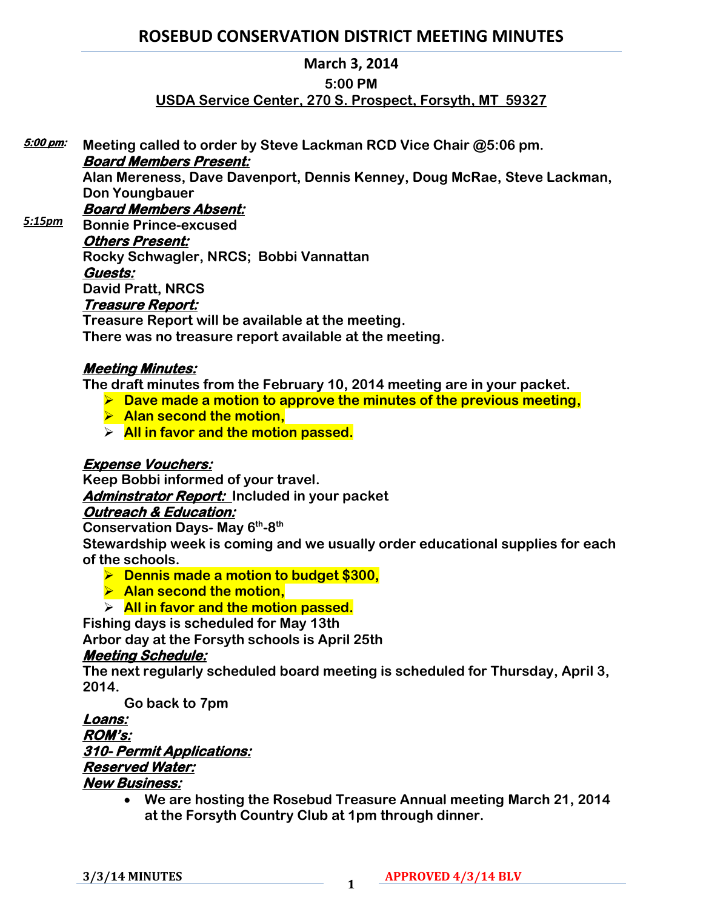# ROSEBUD CONSERVATION DISTRICT MEETING MINUTES

**March 3, 2014**

**5:00 PM**

**USDA Service Center, 270 S. Prospect, Forsyth, MT 59327**

***5:00 pm:*** **Meeting called to order by Steve Lackman RCD Vice Chair @5:06 pm.**

***Board Members Present:***

**Alan Mereness, Dave Davenport, Dennis Kenney, Doug McRae, Steve Lackman, Don Youngbauer**

***Board Members Absent:***

***5:15pm*** **Bonnie Prince-excused**

***Others Present:***

**Rocky Schwagler, NRCS; Bobbi Vannattan**

***Guests:***

**David Pratt, NRCS**

***Treasure Report:***

**Treasure Report will be available at the meeting.**

**There was no treasure report available at the meeting.**

***Meeting Minutes:***

**The draft minutes from the February 10, 2014 meeting are in your packet.**

- **Dave made a motion to approve the minutes of the previous meeting,**
- **Alan second the motion,**
- **All in favor and the motion passed.**

***Expense Vouchers:***

**Keep Bobbi informed of your travel.**

***Adminstrator Report:*** **Included in your packet**

***Outreach & Education:***

**Conservation Days- May 6th-8th**

**Stewardship week is coming and we usually order educational supplies for each of the schools.**

- **Dennis made a motion to budget $300,**
- **Alan second the motion,**
- **All in favor and the motion passed.**

**Fishing days is scheduled for May 13th**

**Arbor day at the Forsyth schools is April 25th**

***Meeting Schedule:***

**The next regularly scheduled board meeting is scheduled for Thursday, April 3, 2014.**

**Go back to 7pm**

***Loans:***

***ROM's:***

***310- Permit Applications:***

***Reserved Water:***

***New Business:***

- **We are hosting the Rosebud Treasure Annual meeting March 21, 2014 at the Forsyth Country Club at 1pm through dinner.**

**3/3/14 MINUTES** **APPROVED 4/3/14 BLV**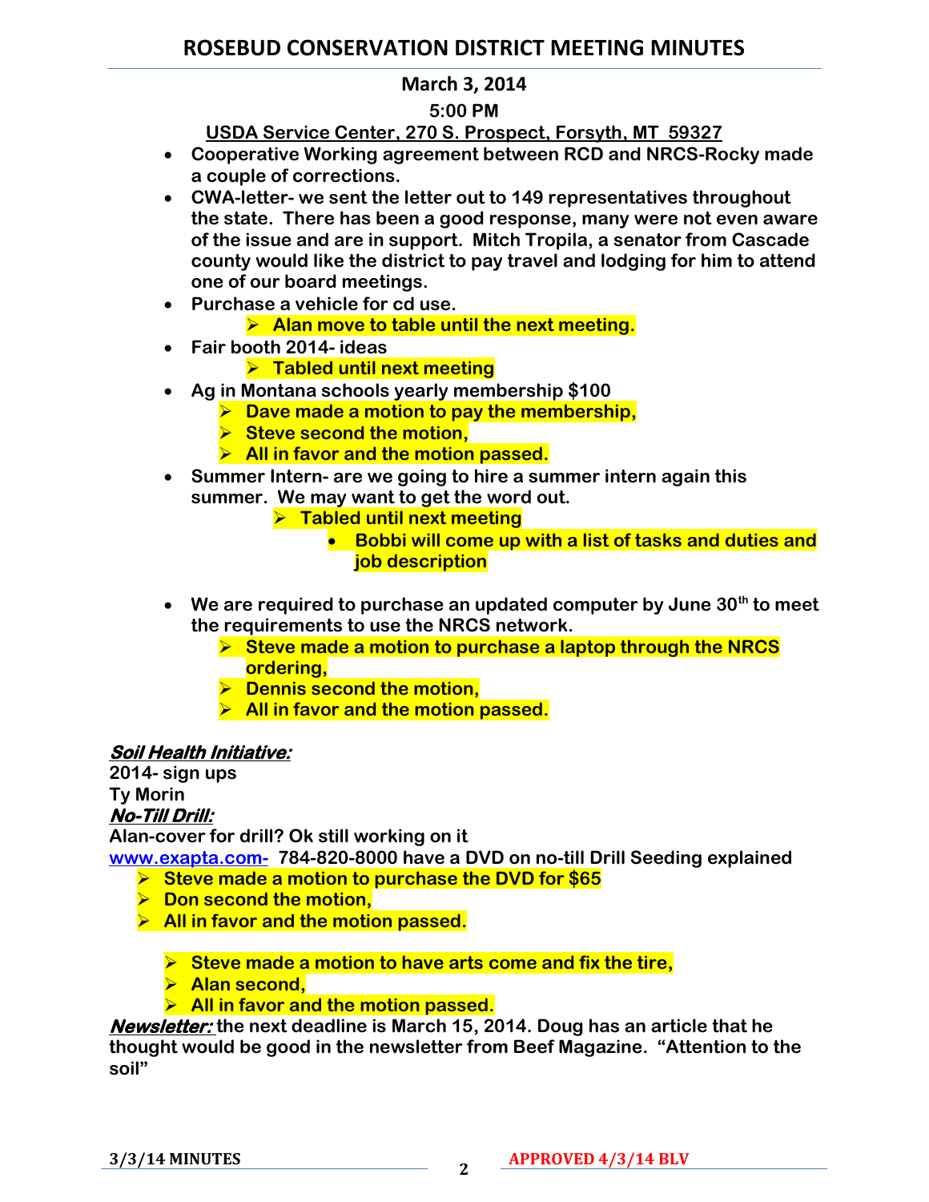# ROSEBUD CONSERVATION DISTRICT MEETING MINUTES

**March 3, 2014**

**5:00 PM**

**USDA Service Center, 270 S. Prospect, Forsyth, MT 59327**

- **Cooperative Working agreement between RCD and NRCS-Rocky made a couple of corrections.**
- **CWA-letter- we sent the letter out to 149 representatives throughout the state. There has been a good response, many were not even aware of the issue and are in support. Mitch Tropila, a senator from Cascade county would like the district to pay travel and lodging for him to attend one of our board meetings.**
- **Purchase a vehicle for cd use.**
    - **Alan move to table until the next meeting.**
- **Fair booth 2014- ideas**
    - **Tabled until next meeting**
- **Ag in Montana schools yearly membership $100**
    - **Dave made a motion to pay the membership,**
    - **Steve second the motion,**
    - **All in favor and the motion passed.**
- **Summer Intern- are we going to hire a summer intern again this summer. We may want to get the word out.**
    - **Tabled until next meeting**
        - **Bobbi will come up with a list of tasks and duties and job description**
- **We are required to purchase an updated computer by June 30th to meet the requirements to use the NRCS network.**
    - **Steve made a motion to purchase a laptop through the NRCS ordering,**
    - **Dennis second the motion,**
    - **All in favor and the motion passed.**

***Soil Health Initiative:***

**2014- sign ups**

**Ty Morin**

***No-Till Drill:***

**Alan-cover for drill? Ok still working on it**

**www.exapta.com- 784-820-8000 have a DVD on no-till Drill Seeding explained**

- **Steve made a motion to purchase the DVD for $65**
- **Don second the motion,**
- **All in favor and the motion passed.**

- **Steve made a motion to have arts come and fix the tire,**
- **Alan second,**
- **All in favor and the motion passed.**

***Newsletter:*** **the next deadline is March 15, 2014. Doug has an article that he thought would be good in the newsletter from Beef Magazine. "Attention to the soil"**

**3/3/14 MINUTES** **APPROVED 4/3/14 BLV**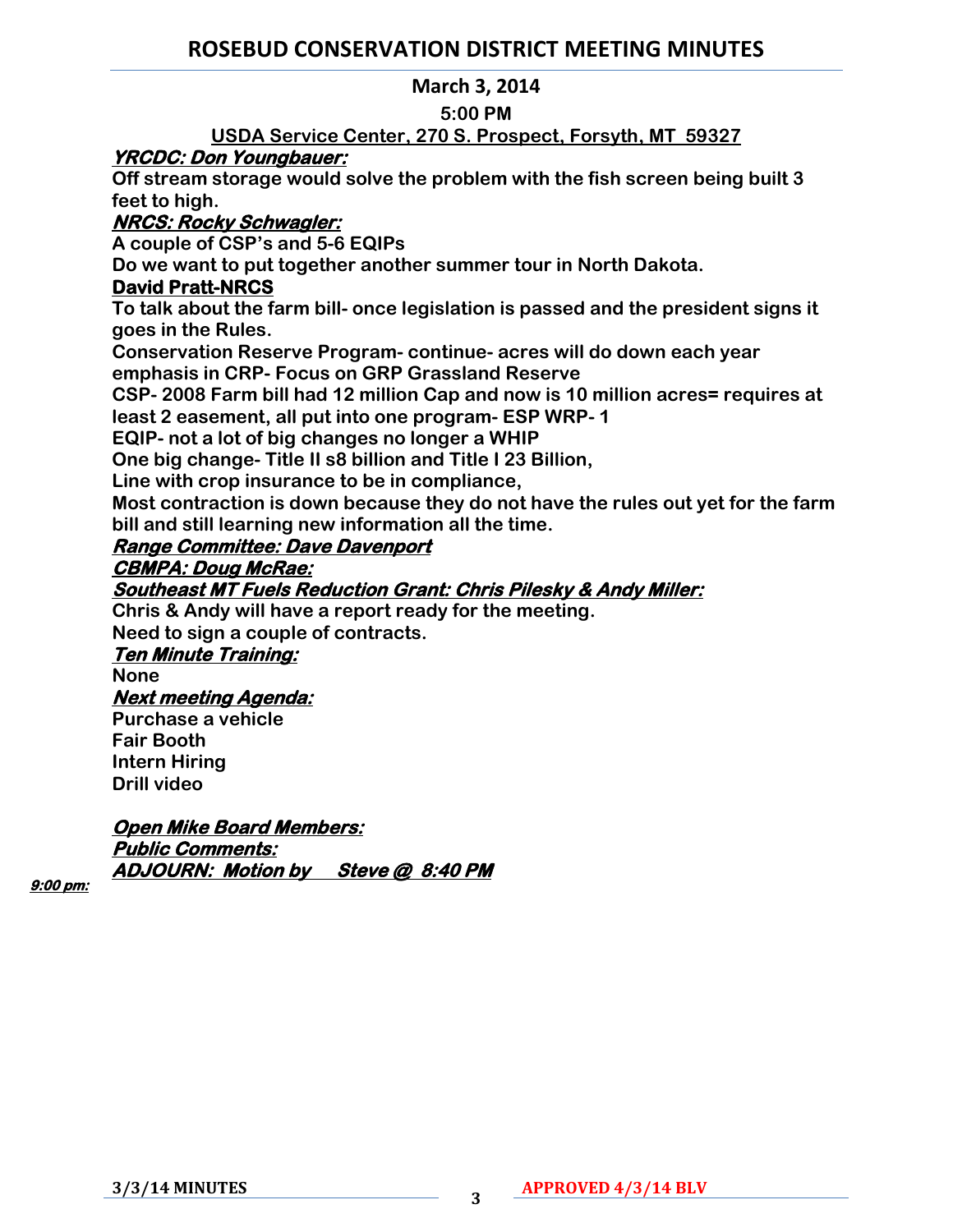# ROSEBUD CONSERVATION DISTRICT MEETING MINUTES

**March 3, 2014**

**5:00 PM**

**USDA Service Center, 270 S. Prospect, Forsyth, MT 59327**

***YRCDC: Don Youngbauer:***

**Off stream storage would solve the problem with the fish screen being built 3 feet to high.**

***NRCS: Rocky Schwagler:***

**A couple of CSP's and 5-6 EQIPs**

**Do we want to put together another summer tour in North Dakota.**

**David Pratt-NRCS**

**To talk about the farm bill- once legislation is passed and the president signs it goes in the Rules.**

**Conservation Reserve Program- continue- acres will do down each year emphasis in CRP- Focus on GRP Grassland Reserve**

**CSP- 2008 Farm bill had 12 million Cap and now is 10 million acres= requires at least 2 easement, all put into one program- ESP WRP- 1**

**EQIP- not a lot of big changes no longer a WHIP**

**One big change- Title II s8 billion and Title I 23 Billion,**

**Line with crop insurance to be in compliance,**

**Most contraction is down because they do not have the rules out yet for the farm bill and still learning new information all the time.**

***Range Committee: Dave Davenport***

***CBMPA: Doug McRae:***

***Southeast MT Fuels Reduction Grant: Chris Pilesky & Andy Miller:***

**Chris & Andy will have a report ready for the meeting.**

**Need to sign a couple of contracts.**

***Ten Minute Training:***

**None**

***Next meeting Agenda:***

**Purchase a vehicle**

**Fair Booth**

**Intern Hiring**

**Drill video**

***Open Mike Board Members:***

***Public Comments:***

***ADJOURN: Motion by Steve @ 8:40 PM***

***9:00 pm:***

**3/3/14 MINUTES** **APPROVED 4/3/14 BLV**